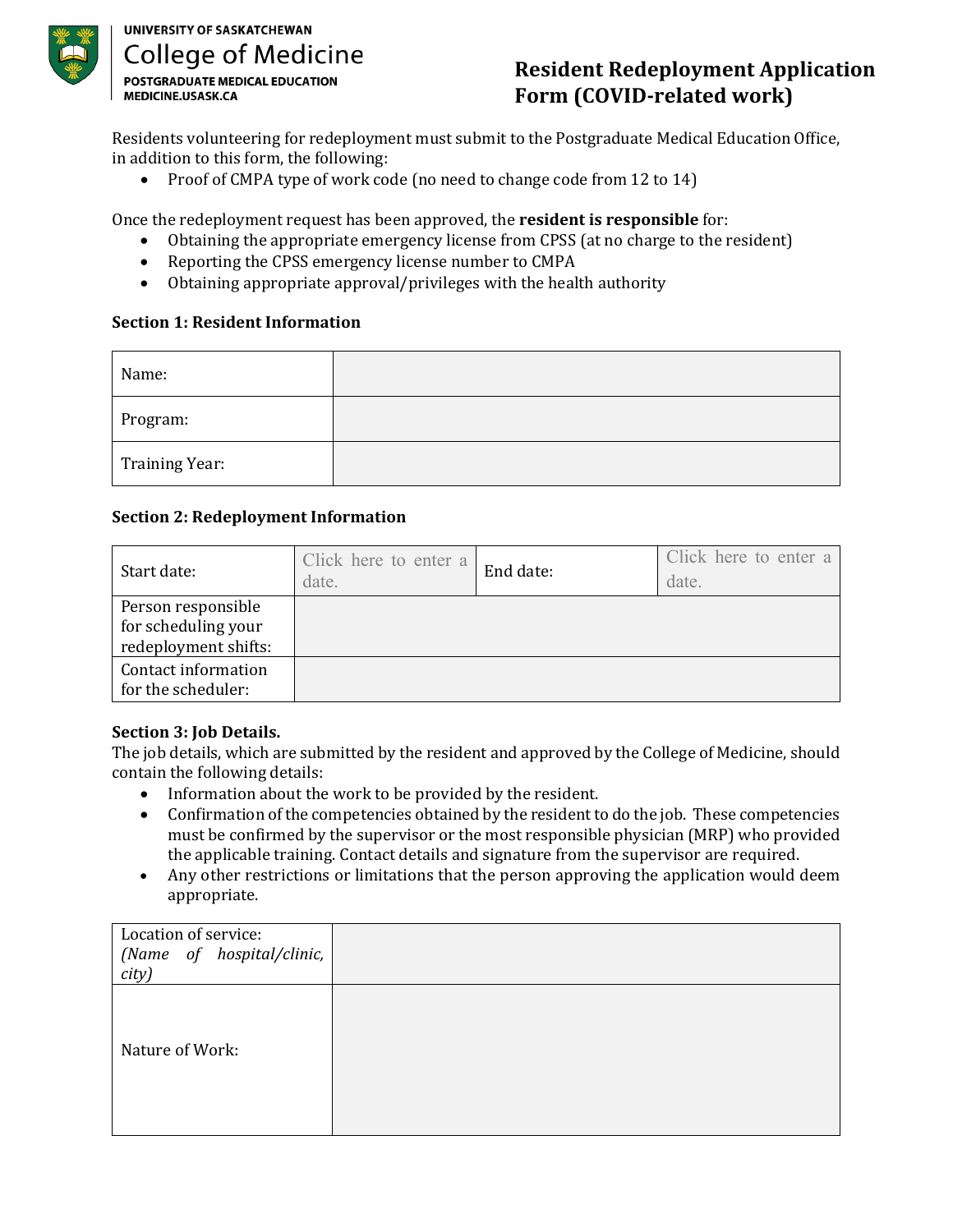UNIVERSITY OF SASKATCHEWAN
College of Medicine
POSTGRADUATE MEDICAL EDUCATION
MEDICINE.USASK.CA

# Resident Redeployment Application Form (COVID-related work)

Residents volunteering for redeployment must submit to the Postgraduate Medical Education Office, in addition to this form, the following:

- Proof of CMPA type of work code (no need to change code from 12 to 14)

Once the redeployment request has been approved, the **resident is responsible** for:

- Obtaining the appropriate emergency license from CPSS (at no charge to the resident)
- Reporting the CPSS emergency license number to CMPA
- Obtaining appropriate approval/privileges with the health authority

**Section 1: Resident Information**

| | |
|---|---|
| Name: | |
| Program: | |
| Training Year: | |

**Section 2: Redeployment Information**

| | | | |
|---|---|---|---|
| Start date: | Click here to enter a date. | End date: | Click here to enter a date. |
| Person responsible for scheduling your redeployment shifts: | | | |
| Contact information for the scheduler: | | | |

**Section 3: Job Details.**

The job details, which are submitted by the resident and approved by the College of Medicine, should contain the following details:

- Information about the work to be provided by the resident.
- Confirmation of the competencies obtained by the resident to do the job. These competencies must be confirmed by the supervisor or the most responsible physician (MRP) who provided the applicable training. Contact details and signature from the supervisor are required.
- Any other restrictions or limitations that the person approving the application would deem appropriate.

| | |
|---|---|
| Location of service: *(Name of hospital/clinic, city)* | |
| Nature of Work: | |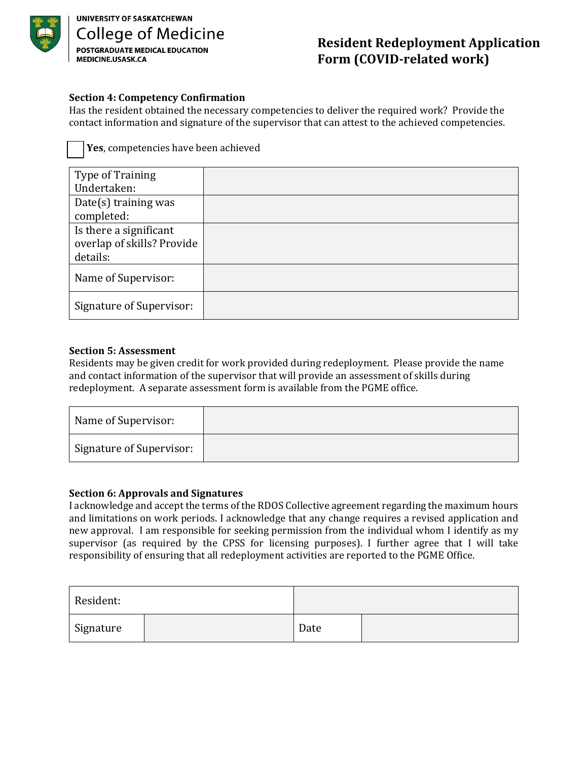**Section 4: Competency Confirmation**

Has the resident obtained the necessary competencies to deliver the required work? Provide the contact information and signature of the supervisor that can attest to the achieved competencies.

☐ **Yes**, competencies have been achieved

| | |
|---|---|
| Type of Training Undertaken: | |
| Date(s) training was completed: | |
| Is there a significant overlap of skills? Provide details: | |
| Name of Supervisor: | |
| Signature of Supervisor: | |

**Section 5: Assessment**

Residents may be given credit for work provided during redeployment. Please provide the name and contact information of the supervisor that will provide an assessment of skills during redeployment. A separate assessment form is available from the PGME office.

| | |
|---|---|
| Name of Supervisor: | |
| Signature of Supervisor: | |

**Section 6: Approvals and Signatures**

I acknowledge and accept the terms of the RDOS Collective agreement regarding the maximum hours and limitations on work periods. I acknowledge that any change requires a revised application and new approval. I am responsible for seeking permission from the individual whom I identify as my supervisor (as required by the CPSS for licensing purposes). I further agree that I will take responsibility of ensuring that all redeployment activities are reported to the PGME Office.

| Resident: | | | |
|---|---|---|---|
| Signature | | Date | |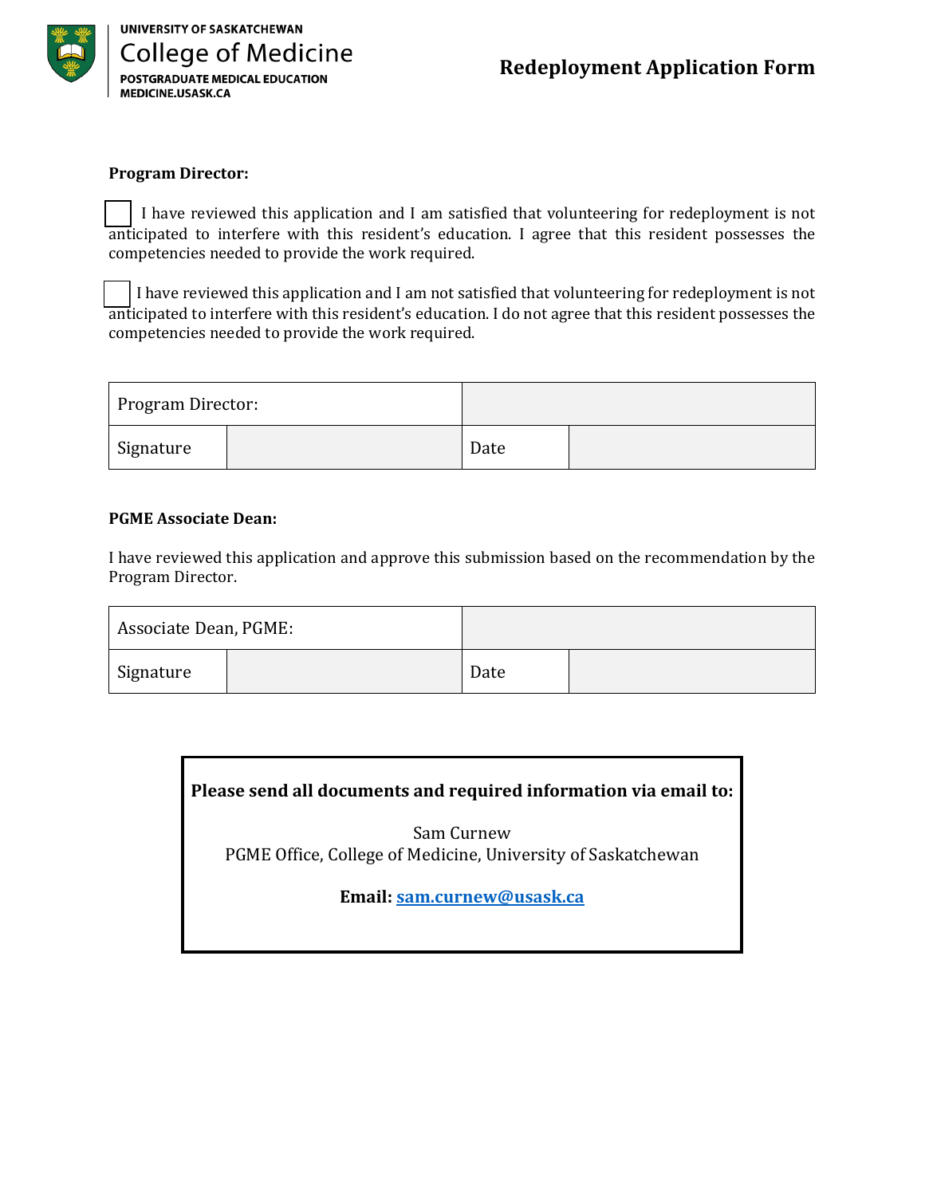**Program Director:**

☐ I have reviewed this application and I am satisfied that volunteering for redeployment is not anticipated to interfere with this resident's education. I agree that this resident possesses the competencies needed to provide the work required.

☐ I have reviewed this application and I am not satisfied that volunteering for redeployment is not anticipated to interfere with this resident's education. I do not agree that this resident possesses the competencies needed to provide the work required.

| | | | |
|---|---|---|---|
| Program Director: | | | |
| Signature | | Date | |

**PGME Associate Dean:**

I have reviewed this application and approve this submission based on the recommendation by the Program Director.

| | | | |
|---|---|---|---|
| Associate Dean, PGME: | | | |
| Signature | | Date | |

**Please send all documents and required information via email to:**

Sam Curnew
PGME Office, College of Medicine, University of Saskatchewan

**Email:** sam.curnew@usask.ca